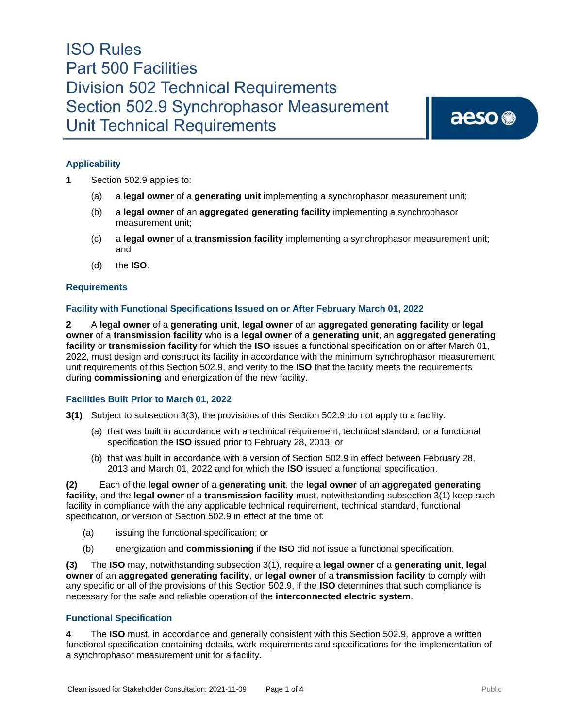# ISO Rules
# Part 500 Facilities
# Division 502 Technical Requirements
# Section 502.9 Synchrophasor Measurement Unit Technical Requirements

### Applicability

**1** Section 502.9 applies to:

(a) a **legal owner** of a **generating unit** implementing a synchrophasor measurement unit;

(b) a **legal owner** of an **aggregated generating facility** implementing a synchrophasor measurement unit;

(c) a **legal owner** of a **transmission facility** implementing a synchrophasor measurement unit; and

(d) the **ISO**.

### Requirements

#### Facility with Functional Specifications Issued on or After February March 01, 2022

**2** A **legal owner** of a **generating unit**, **legal owner** of an **aggregated generating facility** or **legal owner** of a **transmission facility** who is a **legal owner** of a **generating unit**, an **aggregated generating facility** or **transmission facility** for which the **ISO** issues a functional specification on or after March 01, 2022, must design and construct its facility in accordance with the minimum synchrophasor measurement unit requirements of this Section 502.9, and verify to the **ISO** that the facility meets the requirements during **commissioning** and energization of the new facility.

#### Facilities Built Prior to March 01, 2022

**3(1)** Subject to subsection 3(3), the provisions of this Section 502.9 do not apply to a facility:

(a) that was built in accordance with a technical requirement, technical standard, or a functional specification the **ISO** issued prior to February 28, 2013; or

(b) that was built in accordance with a version of Section 502.9 in effect between February 28, 2013 and March 01, 2022 and for which the **ISO** issued a functional specification.

**(2)** Each of the **legal owner** of a **generating unit**, the **legal owner** of an **aggregated generating facility**, and the **legal owner** of a **transmission facility** must, notwithstanding subsection 3(1) keep such facility in compliance with the any applicable technical requirement, technical standard, functional specification, or version of Section 502.9 in effect at the time of:

(a) issuing the functional specification; or

(b) energization and **commissioning** if the **ISO** did not issue a functional specification.

**(3)** The **ISO** may, notwithstanding subsection 3(1), require a **legal owner** of a **generating unit**, **legal owner** of an **aggregated generating facility**, or **legal owner** of a **transmission facility** to comply with any specific or all of the provisions of this Section 502.9, if the **ISO** determines that such compliance is necessary for the safe and reliable operation of the **interconnected electric system**.

#### Functional Specification

**4** The **ISO** must, in accordance and generally consistent with this Section 502.9, approve a written functional specification containing details, work requirements and specifications for the implementation of a synchrophasor measurement unit for a facility.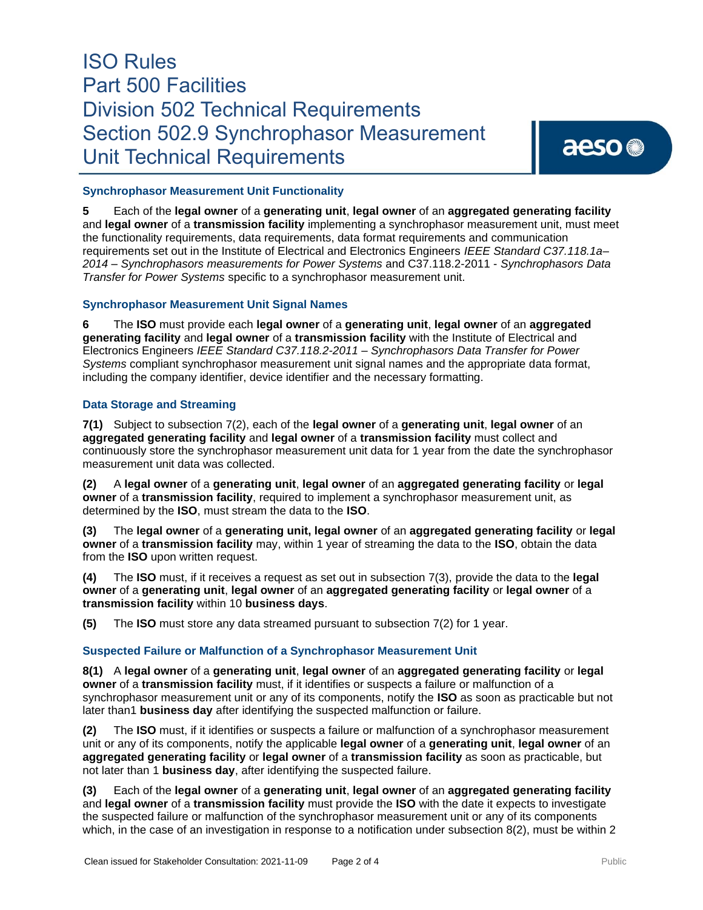### Synchrophasor Measurement Unit Functionality

**5** Each of the **legal owner** of a **generating unit**, **legal owner** of an **aggregated generating facility** and **legal owner** of a **transmission facility** implementing a synchrophasor measurement unit, must meet the functionality requirements, data requirements, data format requirements and communication requirements set out in the Institute of Electrical and Electronics Engineers *IEEE Standard C37.118.1a–2014 – Synchrophasors measurements for Power Systems* and C37.118.2-2011 - *Synchrophasors Data Transfer for Power Systems* specific to a synchrophasor measurement unit.

### Synchrophasor Measurement Unit Signal Names

**6** The **ISO** must provide each **legal owner** of a **generating unit**, **legal owner** of an **aggregated generating facility** and **legal owner** of a **transmission facility** with the Institute of Electrical and Electronics Engineers *IEEE Standard C37.118.2-2011 – Synchrophasors Data Transfer for Power Systems* compliant synchrophasor measurement unit signal names and the appropriate data format, including the company identifier, device identifier and the necessary formatting.

### Data Storage and Streaming

**7(1)** Subject to subsection 7(2), each of the **legal owner** of a **generating unit**, **legal owner** of an **aggregated generating facility** and **legal owner** of a **transmission facility** must collect and continuously store the synchrophasor measurement unit data for 1 year from the date the synchrophasor measurement unit data was collected.

**(2)** A **legal owner** of a **generating unit**, **legal owner** of an **aggregated generating facility** or **legal owner** of a **transmission facility**, required to implement a synchrophasor measurement unit, as determined by the **ISO**, must stream the data to the **ISO**.

**(3)** The **legal owner** of a **generating unit, legal owner** of an **aggregated generating facility** or **legal owner** of a **transmission facility** may, within 1 year of streaming the data to the **ISO**, obtain the data from the **ISO** upon written request.

**(4)** The **ISO** must, if it receives a request as set out in subsection 7(3), provide the data to the **legal owner** of a **generating unit**, **legal owner** of an **aggregated generating facility** or **legal owner** of a **transmission facility** within 10 **business days**.

**(5)** The **ISO** must store any data streamed pursuant to subsection 7(2) for 1 year.

### Suspected Failure or Malfunction of a Synchrophasor Measurement Unit

**8(1)** A **legal owner** of a **generating unit**, **legal owner** of an **aggregated generating facility** or **legal owner** of a **transmission facility** must, if it identifies or suspects a failure or malfunction of a synchrophasor measurement unit or any of its components, notify the **ISO** as soon as practicable but not later than1 **business day** after identifying the suspected malfunction or failure.

**(2)** The **ISO** must, if it identifies or suspects a failure or malfunction of a synchrophasor measurement unit or any of its components, notify the applicable **legal owner** of a **generating unit**, **legal owner** of an **aggregated generating facility** or **legal owner** of a **transmission facility** as soon as practicable, but not later than 1 **business day**, after identifying the suspected failure.

**(3)** Each of the **legal owner** of a **generating unit**, **legal owner** of an **aggregated generating facility** and **legal owner** of a **transmission facility** must provide the **ISO** with the date it expects to investigate the suspected failure or malfunction of the synchrophasor measurement unit or any of its components which, in the case of an investigation in response to a notification under subsection 8(2), must be within 2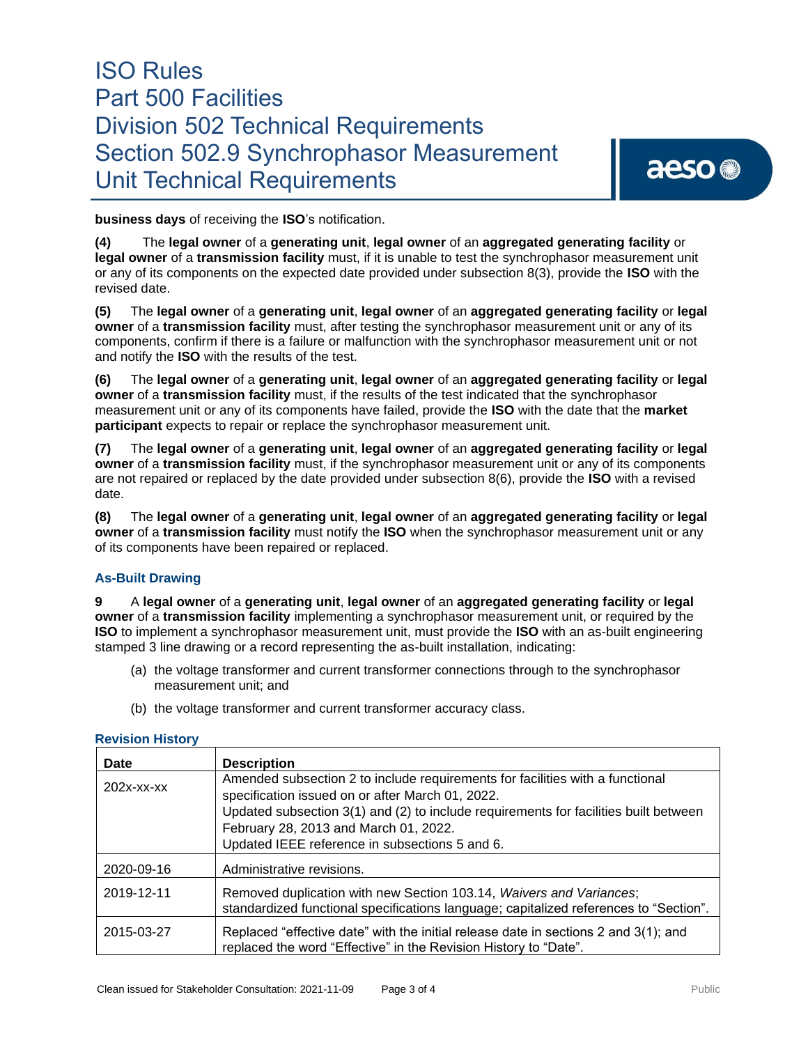**business days** of receiving the **ISO**'s notification.

**(4)** The **legal owner** of a **generating unit**, **legal owner** of an **aggregated generating facility** or **legal owner** of a **transmission facility** must, if it is unable to test the synchrophasor measurement unit or any of its components on the expected date provided under subsection 8(3), provide the **ISO** with the revised date.

**(5)** The **legal owner** of a **generating unit**, **legal owner** of an **aggregated generating facility** or **legal owner** of a **transmission facility** must, after testing the synchrophasor measurement unit or any of its components, confirm if there is a failure or malfunction with the synchrophasor measurement unit or not and notify the **ISO** with the results of the test.

**(6)** The **legal owner** of a **generating unit**, **legal owner** of an **aggregated generating facility** or **legal owner** of a **transmission facility** must, if the results of the test indicated that the synchrophasor measurement unit or any of its components have failed, provide the **ISO** with the date that the **market participant** expects to repair or replace the synchrophasor measurement unit.

**(7)** The **legal owner** of a **generating unit**, **legal owner** of an **aggregated generating facility** or **legal owner** of a **transmission facility** must, if the synchrophasor measurement unit or any of its components are not repaired or replaced by the date provided under subsection 8(6), provide the **ISO** with a revised date.

**(8)** The **legal owner** of a **generating unit**, **legal owner** of an **aggregated generating facility** or **legal owner** of a **transmission facility** must notify the **ISO** when the synchrophasor measurement unit or any of its components have been repaired or replaced.

### As-Built Drawing

**9** A **legal owner** of a **generating unit**, **legal owner** of an **aggregated generating facility** or **legal owner** of a **transmission facility** implementing a synchrophasor measurement unit, or required by the **ISO** to implement a synchrophasor measurement unit, must provide the **ISO** with an as-built engineering stamped 3 line drawing or a record representing the as-built installation, indicating:

(a) the voltage transformer and current transformer connections through to the synchrophasor measurement unit; and

(b) the voltage transformer and current transformer accuracy class.

### Revision History

| Date | Description |
| --- | --- |
| 202x-xx-xx | Amended subsection 2 to include requirements for facilities with a functional specification issued on or after March 01, 2022. Updated subsection 3(1) and (2) to include requirements for facilities built between February 28, 2013 and March 01, 2022. Updated IEEE reference in subsections 5 and 6. |
| 2020-09-16 | Administrative revisions. |
| 2019-12-11 | Removed duplication with new Section 103.14, *Waivers and Variances*; standardized functional specifications language; capitalized references to "Section". |
| 2015-03-27 | Replaced "effective date" with the initial release date in sections 2 and 3(1); and replaced the word "Effective" in the Revision History to "Date". |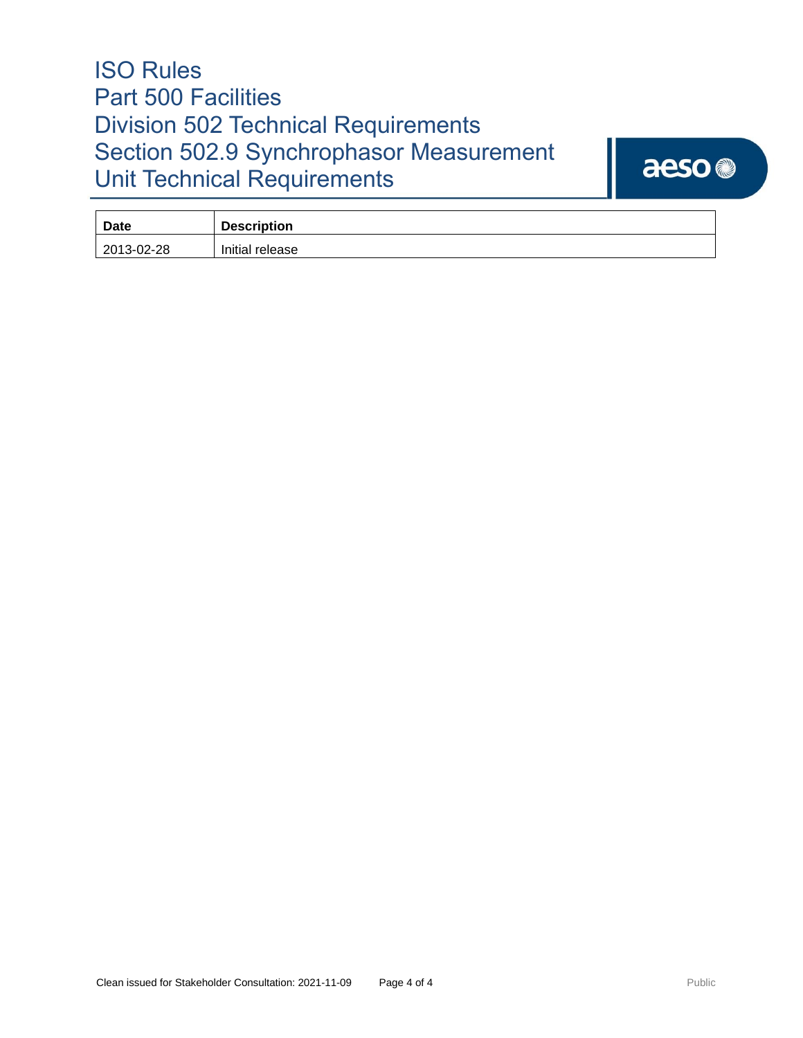| Date | Description |
| --- | --- |
| 2013-02-28 | Initial release |